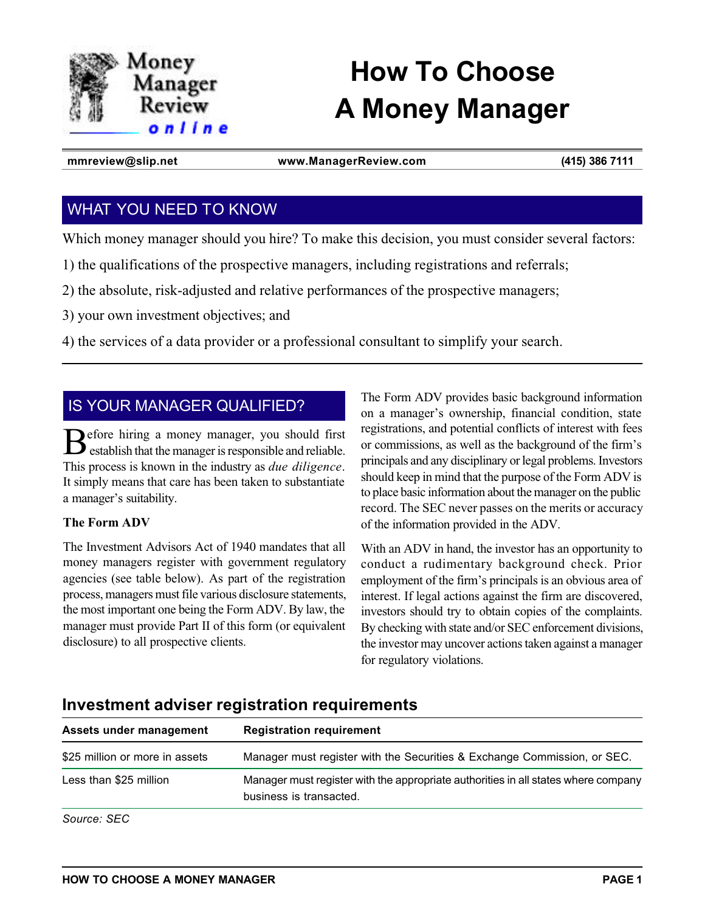# How To Choose A Money Manager

Money Manager Review online

**mmreview@slip.net** | **www.ManagerReview.com** | **(415) 386 7111**

## WHAT YOU NEED TO KNOW

Which money manager should you hire? To make this decision, you must consider several factors:

1) the qualifications of the prospective managers, including registrations and referrals;

2) the absolute, risk-adjusted and relative performances of the prospective managers;

3) your own investment objectives; and

4) the services of a data provider or a professional consultant to simplify your search.

## IS YOUR MANAGER QUALIFIED?

Before hiring a money manager, you should first establish that the manager is responsible and reliable. This process is known in the industry as *due diligence*. It simply means that care has been taken to substantiate a manager's suitability.

### The Form ADV

The Investment Advisors Act of 1940 mandates that all money managers register with government regulatory agencies (see table below). As part of the registration process, managers must file various disclosure statements, the most important one being the Form ADV. By law, the manager must provide Part II of this form (or equivalent disclosure) to all prospective clients.

The Form ADV provides basic background information on a manager's ownership, financial condition, state registrations, and potential conflicts of interest with fees or commissions, as well as the background of the firm's principals and any disciplinary or legal problems. Investors should keep in mind that the purpose of the Form ADV is to place basic information about the manager on the public record. The SEC never passes on the merits or accuracy of the information provided in the ADV.

With an ADV in hand, the investor has an opportunity to conduct a rudimentary background check. Prior employment of the firm's principals is an obvious area of interest. If legal actions against the firm are discovered, investors should try to obtain copies of the complaints. By checking with state and/or SEC enforcement divisions, the investor may uncover actions taken against a manager for regulatory violations.

### Investment adviser registration requirements

| Assets under management | Registration requirement |
|---|---|
| $25 million or more in assets | Manager must register with the Securities & Exchange Commission, or SEC. |
| Less than $25 million | Manager must register with the appropriate authorities in all states where company business is transacted. |

*Source: SEC*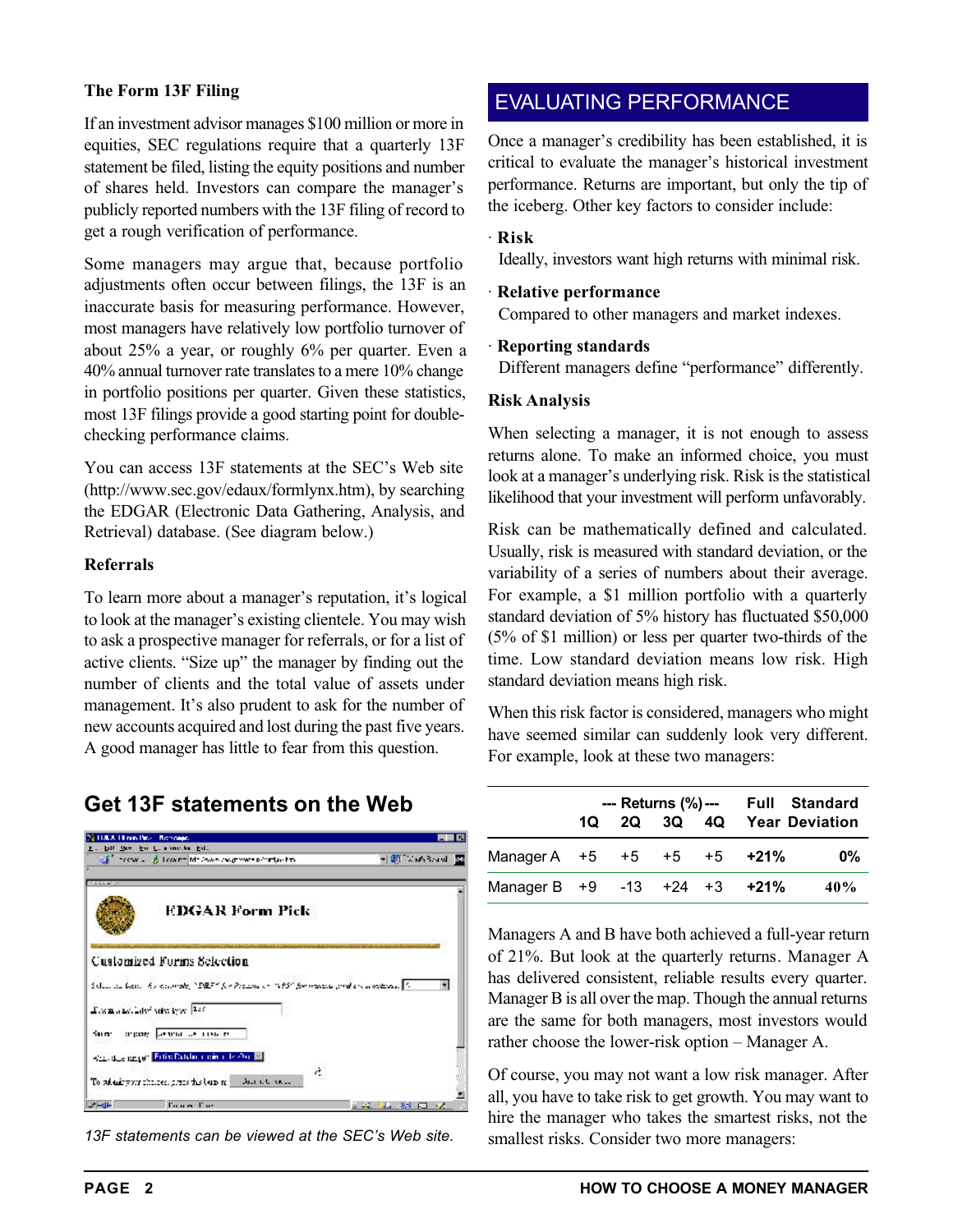### The Form 13F Filing

If an investment advisor manages $100 million or more in equities, SEC regulations require that a quarterly 13F statement be filed, listing the equity positions and number of shares held. Investors can compare the manager's publicly reported numbers with the 13F filing of record to get a rough verification of performance.

Some managers may argue that, because portfolio adjustments often occur between filings, the 13F is an inaccurate basis for measuring performance. However, most managers have relatively low portfolio turnover of about 25% a year, or roughly 6% per quarter. Even a 40% annual turnover rate translates to a mere 10% change in portfolio positions per quarter. Given these statistics, most 13F filings provide a good starting point for double-checking performance claims.

You can access 13F statements at the SEC's Web site (http://www.sec.gov/edaux/formlynx.htm), by searching the EDGAR (Electronic Data Gathering, Analysis, and Retrieval) database. (See diagram below.)

### Referrals

To learn more about a manager's reputation, it's logical to look at the manager's existing clientele. You may wish to ask a prospective manager for referrals, or for a list of active clients. "Size up" the manager by finding out the number of clients and the total value of assets under management. It's also prudent to ask for the number of new accounts acquired and lost during the past five years. A good manager has little to fear from this question.

## Get 13F statements on the Web

*13F statements can be viewed at the SEC's Web site.*

## EVALUATING PERFORMANCE

Once a manager's credibility has been established, it is critical to evaluate the manager's historical investment performance. Returns are important, but only the tip of the iceberg. Other key factors to consider include:

- **Risk**
  Ideally, investors want high returns with minimal risk.
- **Relative performance**
  Compared to other managers and market indexes.
- **Reporting standards**
  Different managers define "performance" differently.

### Risk Analysis

When selecting a manager, it is not enough to assess returns alone. To make an informed choice, you must look at a manager's underlying risk. Risk is the statistical likelihood that your investment will perform unfavorably.

Risk can be mathematically defined and calculated. Usually, risk is measured with standard deviation, or the variability of a series of numbers about their average. For example, a $1 million portfolio with a quarterly standard deviation of 5% history has fluctuated $50,000 (5% of $1 million) or less per quarter two-thirds of the time. Low standard deviation means low risk. High standard deviation means high risk.

When this risk factor is considered, managers who might have seemed similar can suddenly look very different. For example, look at these two managers:

| | --- Returns (%) --- | | | | Full Year | Standard Deviation |
|---|---|---|---|---|---|---|
| | 1Q | 2Q | 3Q | 4Q | | |
| Manager A | +5 | +5 | +5 | +5 | **+21%** | **0%** |
| Manager B | +9 | -13 | +24 | +3 | **+21%** | **40%** |

Managers A and B have both achieved a full-year return of 21%. But look at the quarterly returns. Manager A has delivered consistent, reliable results every quarter. Manager B is all over the map. Though the annual returns are the same for both managers, most investors would rather choose the lower-risk option – Manager A.

Of course, you may not want a low risk manager. After all, you have to take risk to get growth. You may want to hire the manager who takes the smartest risks, not the smallest risks. Consider two more managers: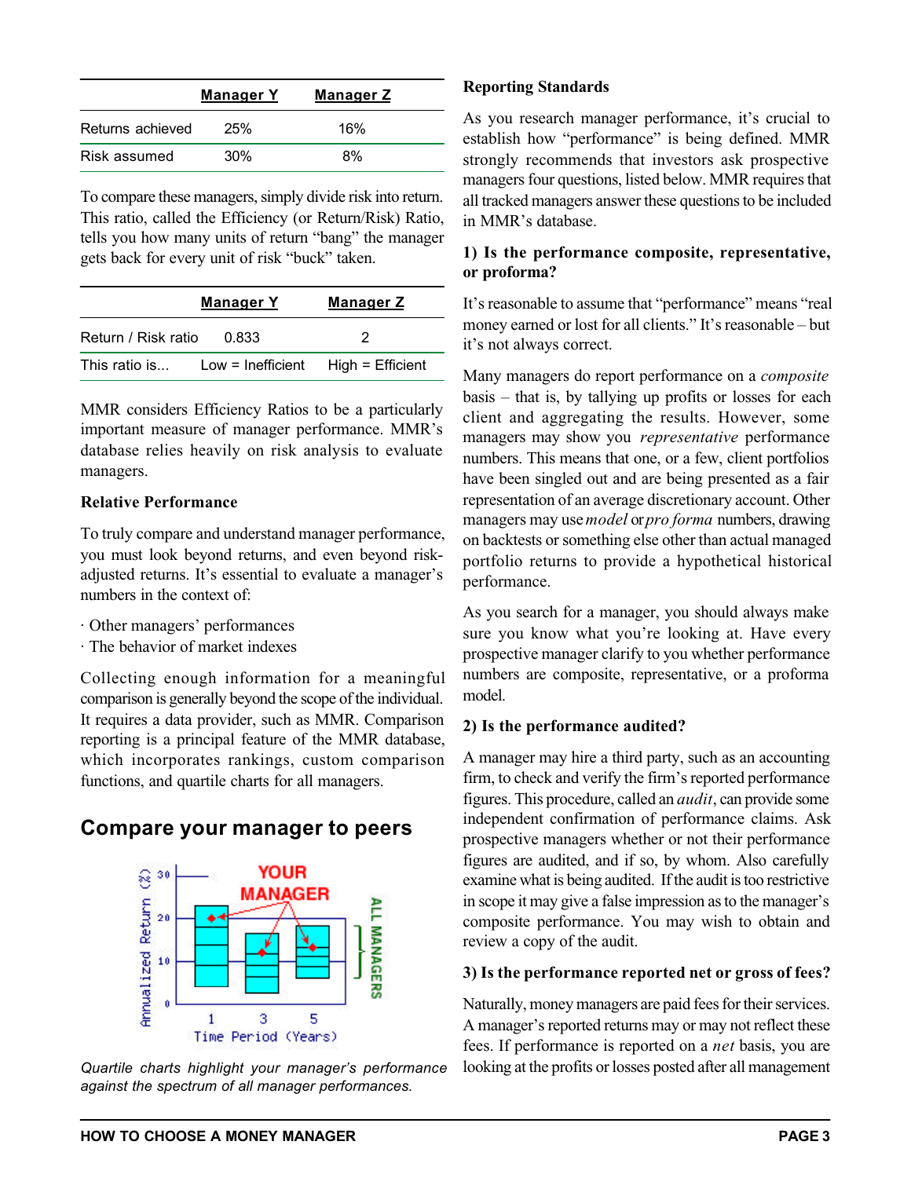| | Manager Y | Manager Z |
|---|---|---|
| Returns achieved | 25% | 16% |
| Risk assumed | 30% | 8% |

To compare these managers, simply divide risk into return. This ratio, called the Efficiency (or Return/Risk) Ratio, tells you how many units of return "bang" the manager gets back for every unit of risk "buck" taken.

| | Manager Y | Manager Z |
|---|---|---|
| Return / Risk ratio | 0.833 | 2 |
| This ratio is... | Low = Inefficient | High = Efficient |

MMR considers Efficiency Ratios to be a particularly important measure of manager performance. MMR's database relies heavily on risk analysis to evaluate managers.

**Relative Performance**

To truly compare and understand manager performance, you must look beyond returns, and even beyond risk-adjusted returns. It's essential to evaluate a manager's numbers in the context of:

· Other managers' performances
· The behavior of market indexes

Collecting enough information for a meaningful comparison is generally beyond the scope of the individual. It requires a data provider, such as MMR. Comparison reporting is a principal feature of the MMR database, which incorporates rankings, custom comparison functions, and quartile charts for all managers.

## Compare your manager to peers

*Quartile charts highlight your manager's performance against the spectrum of all manager performances.*

**Reporting Standards**

As you research manager performance, it's crucial to establish how "performance" is being defined. MMR strongly recommends that investors ask prospective managers four questions, listed below. MMR requires that all tracked managers answer these questions to be included in MMR's database.

**1) Is the performance composite, representative, or proforma?**

It's reasonable to assume that "performance" means "real money earned or lost for all clients." It's reasonable – but it's not always correct.

Many managers do report performance on a *composite* basis – that is, by tallying up profits or losses for each client and aggregating the results. However, some managers may show you *representative* performance numbers. This means that one, or a few, client portfolios have been singled out and are being presented as a fair representation of an average discretionary account. Other managers may use *model* or *pro forma* numbers, drawing on backtests or something else other than actual managed portfolio returns to provide a hypothetical historical performance.

As you search for a manager, you should always make sure you know what you're looking at. Have every prospective manager clarify to you whether performance numbers are composite, representative, or a proforma model.

**2) Is the performance audited?**

A manager may hire a third party, such as an accounting firm, to check and verify the firm's reported performance figures. This procedure, called an *audit*, can provide some independent confirmation of performance claims. Ask prospective managers whether or not their performance figures are audited, and if so, by whom. Also carefully examine what is being audited. If the audit is too restrictive in scope it may give a false impression as to the manager's composite performance. You may wish to obtain and review a copy of the audit.

**3) Is the performance reported net or gross of fees?**

Naturally, money managers are paid fees for their services. A manager's reported returns may or may not reflect these fees. If performance is reported on a *net* basis, you are looking at the profits or losses posted after all management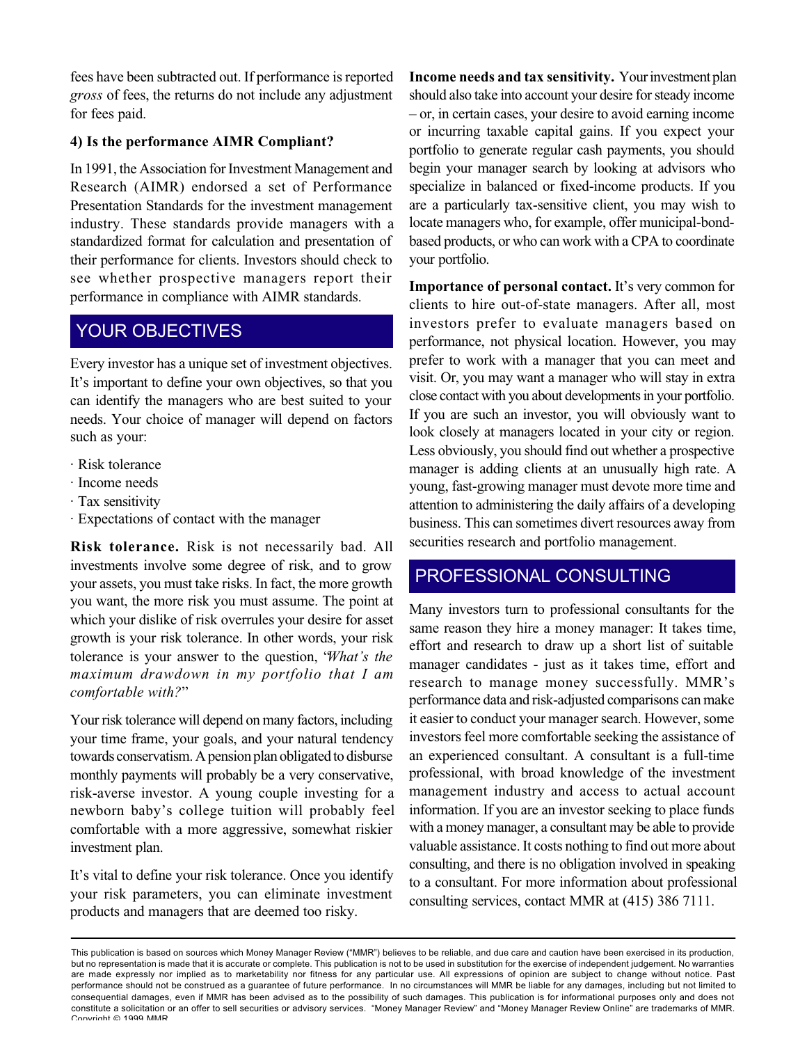fees have been subtracted out. If performance is reported *gross* of fees, the returns do not include any adjustment for fees paid.

**4) Is the performance AIMR Compliant?**

In 1991, the Association for Investment Management and Research (AIMR) endorsed a set of Performance Presentation Standards for the investment management industry. These standards provide managers with a standardized format for calculation and presentation of their performance for clients. Investors should check to see whether prospective managers report their performance in compliance with AIMR standards.

## YOUR OBJECTIVES

Every investor has a unique set of investment objectives. It's important to define your own objectives, so that you can identify the managers who are best suited to your needs. Your choice of manager will depend on factors such as your:

- Risk tolerance
- Income needs
- Tax sensitivity
- Expectations of contact with the manager

**Risk tolerance.** Risk is not necessarily bad. All investments involve some degree of risk, and to grow your assets, you must take risks. In fact, the more growth you want, the more risk you must assume. The point at which your dislike of risk overrules your desire for asset growth is your risk tolerance. In other words, your risk tolerance is your answer to the question, "*What's the maximum drawdown in my portfolio that I am comfortable with?*"

Your risk tolerance will depend on many factors, including your time frame, your goals, and your natural tendency towards conservatism. A pension plan obligated to disburse monthly payments will probably be a very conservative, risk-averse investor. A young couple investing for a newborn baby's college tuition will probably feel comfortable with a more aggressive, somewhat riskier investment plan.

It's vital to define your risk tolerance. Once you identify your risk parameters, you can eliminate investment products and managers that are deemed too risky.

**Income needs and tax sensitivity.** Your investment plan should also take into account your desire for steady income – or, in certain cases, your desire to avoid earning income or incurring taxable capital gains. If you expect your portfolio to generate regular cash payments, you should begin your manager search by looking at advisors who specialize in balanced or fixed-income products. If you are a particularly tax-sensitive client, you may wish to locate managers who, for example, offer municipal-bond-based products, or who can work with a CPA to coordinate your portfolio.

**Importance of personal contact.** It's very common for clients to hire out-of-state managers. After all, most investors prefer to evaluate managers based on performance, not physical location. However, you may prefer to work with a manager that you can meet and visit. Or, you may want a manager who will stay in extra close contact with you about developments in your portfolio. If you are such an investor, you will obviously want to look closely at managers located in your city or region. Less obviously, you should find out whether a prospective manager is adding clients at an unusually high rate. A young, fast-growing manager must devote more time and attention to administering the daily affairs of a developing business. This can sometimes divert resources away from securities research and portfolio management.

## PROFESSIONAL CONSULTING

Many investors turn to professional consultants for the same reason they hire a money manager: It takes time, effort and research to draw up a short list of suitable manager candidates - just as it takes time, effort and research to manage money successfully. MMR's performance data and risk-adjusted comparisons can make it easier to conduct your manager search. However, some investors feel more comfortable seeking the assistance of an experienced consultant. A consultant is a full-time professional, with broad knowledge of the investment management industry and access to actual account information. If you are an investor seeking to place funds with a money manager, a consultant may be able to provide valuable assistance. It costs nothing to find out more about consulting, and there is no obligation involved in speaking to a consultant. For more information about professional consulting services, contact MMR at (415) 386 7111.

---

This publication is based on sources which Money Manager Review ("MMR") believes to be reliable, and due care and caution have been exercised in its production, but no representation is made that it is accurate or complete. This publication is not to be used in substitution for the exercise of independent judgement. No warranties are made expressly nor implied as to marketability nor fitness for any particular use. All expressions of opinion are subject to change without notice. Past performance should not be construed as a guarantee of future performance. In no circumstances will MMR be liable for any damages, including but not limited to consequential damages, even if MMR has been advised as to the possibility of such damages. This publication is for informational purposes only and does not constitute a solicitation or an offer to sell securities or advisory services. "Money Manager Review" and "Money Manager Review Online" are trademarks of MMR. Copyright © 1999 MMR